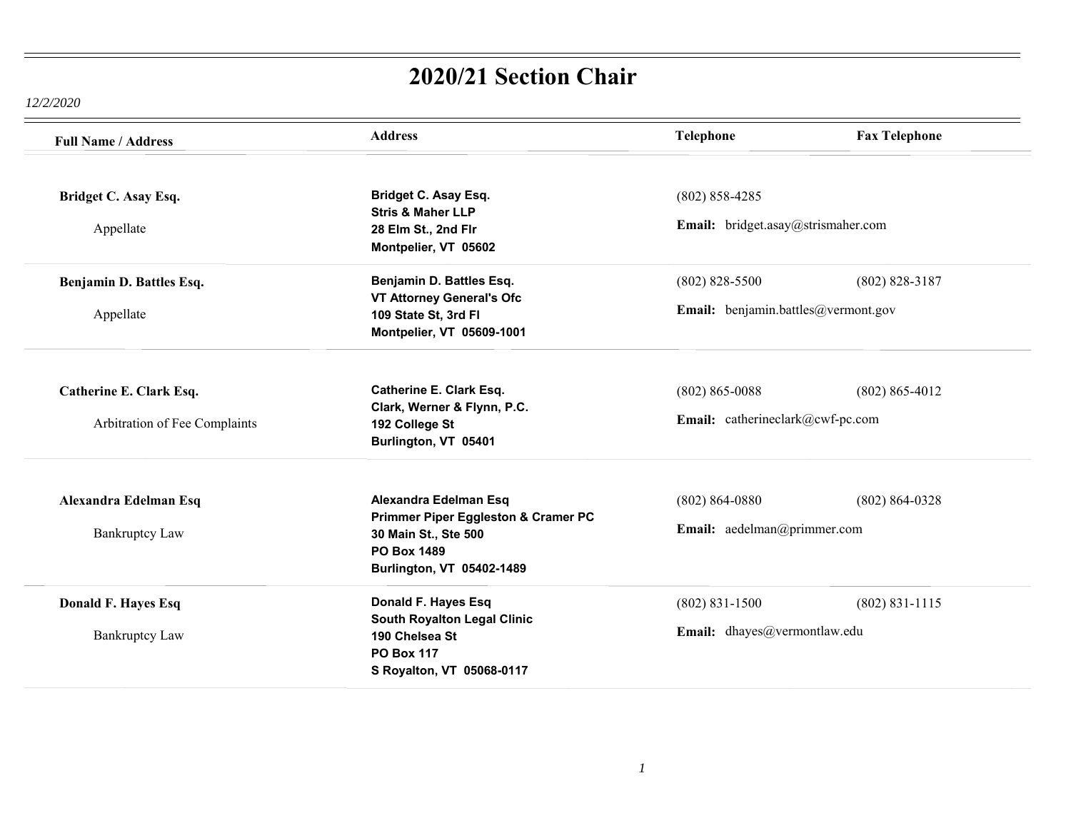# 2020/21 Section Chair

*12/2/2020*

| Full Name / Address | Address | Telephone | Fax Telephone |
|---|---|---|---|
| **Bridget C. Asay Esq.**<br>Appellate | **Bridget C. Asay Esq.**<br>**Stris & Maher LLP**<br>**28 Elm St., 2nd Flr**<br>**Montpelier, VT 05602** | (802) 858-4285<br>**Email:** bridget.asay@strismaher.com | |
| **Benjamin D. Battles Esq.**<br>Appellate | **Benjamin D. Battles Esq.**<br>**VT Attorney General's Ofc**<br>**109 State St, 3rd Fl**<br>**Montpelier, VT 05609-1001** | (802) 828-5500<br>**Email:** benjamin.battles@vermont.gov | (802) 828-3187 |
| **Catherine E. Clark Esq.**<br>Arbitration of Fee Complaints | **Catherine E. Clark Esq.**<br>**Clark, Werner & Flynn, P.C.**<br>**192 College St**<br>**Burlington, VT 05401** | (802) 865-0088<br>**Email:** catherineclark@cwf-pc.com | (802) 865-4012 |
| **Alexandra Edelman Esq**<br>Bankruptcy Law | **Alexandra Edelman Esq**<br>**Primmer Piper Eggleston & Cramer PC**<br>**30 Main St., Ste 500**<br>**PO Box 1489**<br>**Burlington, VT 05402-1489** | (802) 864-0880<br>**Email:** aedelman@primmer.com | (802) 864-0328 |
| **Donald F. Hayes Esq**<br>Bankruptcy Law | **Donald F. Hayes Esq**<br>**South Royalton Legal Clinic**<br>**190 Chelsea St**<br>**PO Box 117**<br>**S Royalton, VT 05068-0117** | (802) 831-1500<br>**Email:** dhayes@vermontlaw.edu | (802) 831-1115 |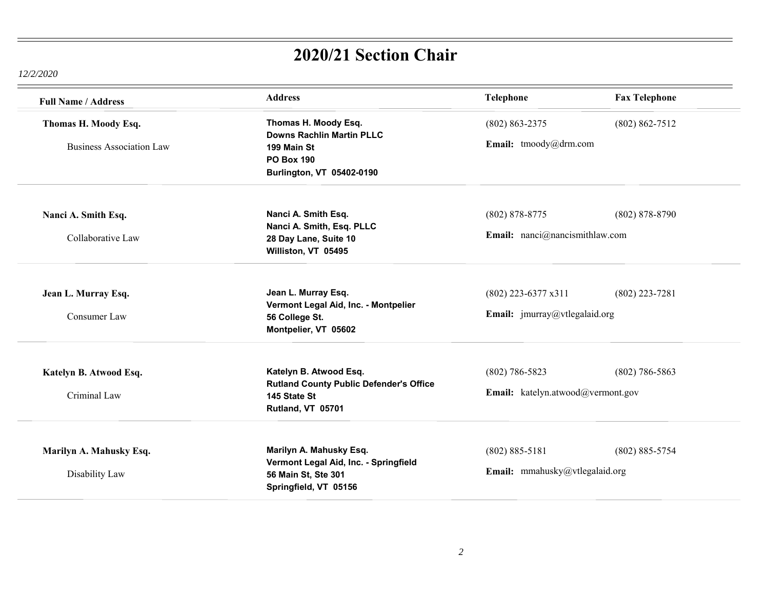# 2020/21 Section Chair

*12/2/2020*

| Full Name / Address | Address | Telephone | Fax Telephone |
|---|---|---|---|
| **Thomas H. Moody Esq.**<br>Business Association Law | **Thomas H. Moody Esq.**<br>**Downs Rachlin Martin PLLC**<br>**199 Main St**<br>**PO Box 190**<br>**Burlington, VT 05402-0190** | (802) 863-2375<br>**Email:** tmoody@drm.com | (802) 862-7512 |
| **Nanci A. Smith Esq.**<br>Collaborative Law | **Nanci A. Smith Esq.**<br>**Nanci A. Smith, Esq. PLLC**<br>**28 Day Lane, Suite 10**<br>**Williston, VT 05495** | (802) 878-8775<br>**Email:** nanci@nancismithlaw.com | (802) 878-8790 |
| **Jean L. Murray Esq.**<br>Consumer Law | **Jean L. Murray Esq.**<br>**Vermont Legal Aid, Inc. - Montpelier**<br>**56 College St.**<br>**Montpelier, VT 05602** | (802) 223-6377 x311<br>**Email:** jmurray@vtlegalaid.org | (802) 223-7281 |
| **Katelyn B. Atwood Esq.**<br>Criminal Law | **Katelyn B. Atwood Esq.**<br>**Rutland County Public Defender's Office**<br>**145 State St**<br>**Rutland, VT 05701** | (802) 786-5823<br>**Email:** katelyn.atwood@vermont.gov | (802) 786-5863 |
| **Marilyn A. Mahusky Esq.**<br>Disability Law | **Marilyn A. Mahusky Esq.**<br>**Vermont Legal Aid, Inc. - Springfield**<br>**56 Main St, Ste 301**<br>**Springfield, VT 05156** | (802) 885-5181<br>**Email:** mmahusky@vtlegalaid.org | (802) 885-5754 |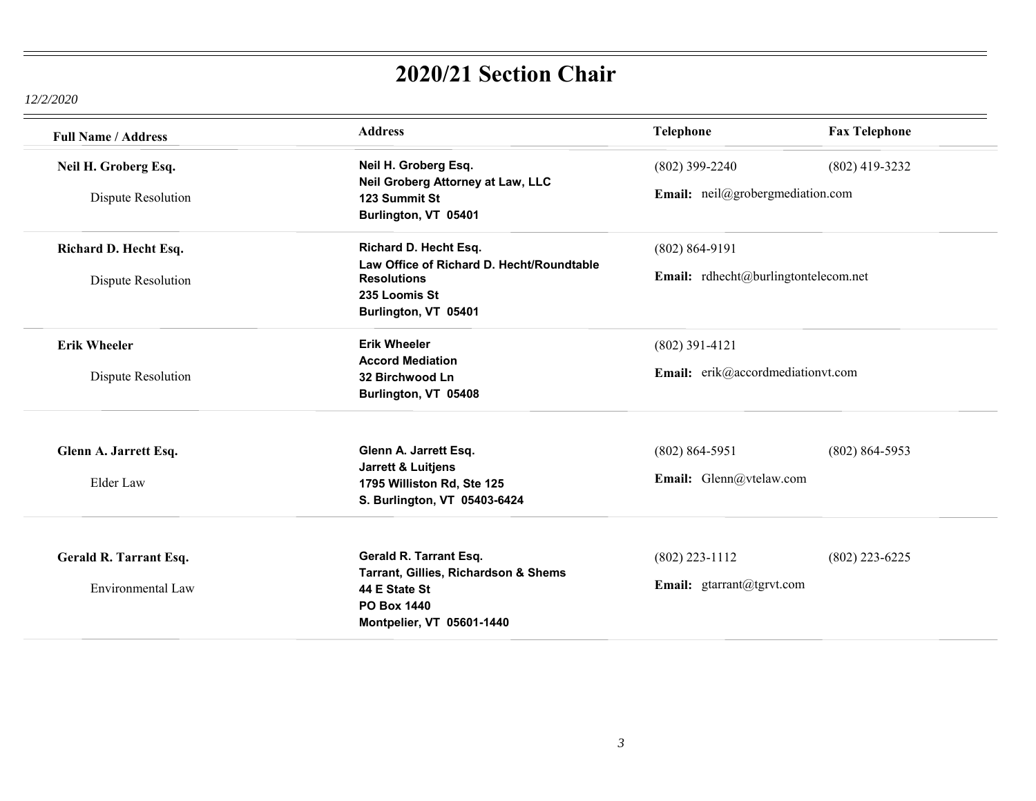# 2020/21 Section Chair

*12/2/2020*

| Full Name / Address | Address | Telephone | Fax Telephone |
|---|---|---|---|
| **Neil H. Groberg Esq.**<br>Dispute Resolution | **Neil H. Groberg Esq.**<br>**Neil Groberg Attorney at Law, LLC**<br>**123 Summit St**<br>**Burlington, VT 05401** | (802) 399-2240<br>**Email:** neil@grobergmediation.com | (802) 419-3232 |
| **Richard D. Hecht Esq.**<br>Dispute Resolution | **Richard D. Hecht Esq.**<br>**Law Office of Richard D. Hecht/Roundtable Resolutions**<br>**235 Loomis St**<br>**Burlington, VT 05401** | (802) 864-9191<br>**Email:** rdhecht@burlingtontelecom.net | |
| **Erik Wheeler**<br>Dispute Resolution | **Erik Wheeler**<br>**Accord Mediation**<br>**32 Birchwood Ln**<br>**Burlington, VT 05408** | (802) 391-4121<br>**Email:** erik@accordmediationvt.com | |
| **Glenn A. Jarrett Esq.**<br>Elder Law | **Glenn A. Jarrett Esq.**<br>**Jarrett & Luitjens**<br>**1795 Williston Rd, Ste 125**<br>**S. Burlington, VT 05403-6424** | (802) 864-5951<br>**Email:** Glenn@vtelaw.com | (802) 864-5953 |
| **Gerald R. Tarrant Esq.**<br>Environmental Law | **Gerald R. Tarrant Esq.**<br>**Tarrant, Gillies, Richardson & Shems**<br>**44 E State St**<br>**PO Box 1440**<br>**Montpelier, VT 05601-1440** | (802) 223-1112<br>**Email:** gtarrant@tgrvt.com | (802) 223-6225 |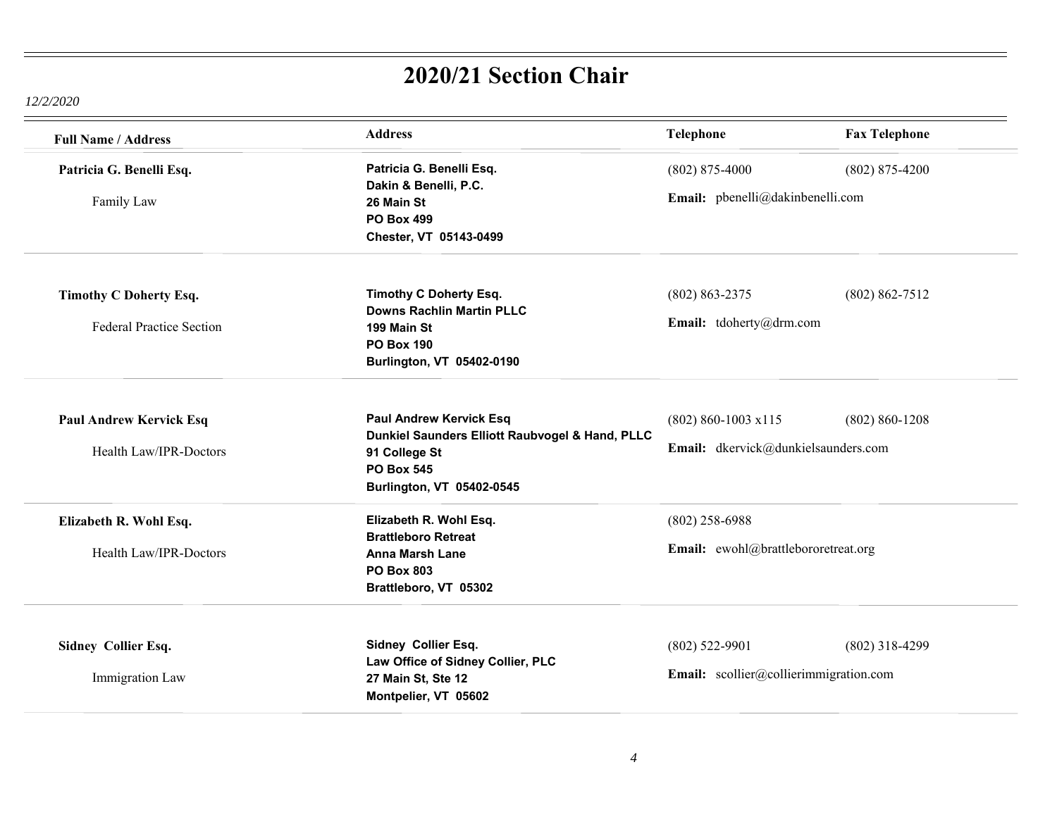# 2020/21 Section Chair

*12/2/2020*

| Full Name / Address | Address | Telephone | Fax Telephone |
|---|---|---|---|
| **Patricia G. Benelli Esq.**<br><br>Family Law | **Patricia G. Benelli Esq.**<br>**Dakin & Benelli, P.C.**<br>**26 Main St**<br>**PO Box 499**<br>**Chester, VT 05143-0499** | (802) 875-4000<br><br>**Email:** pbenelli@dakinbenelli.com | (802) 875-4200 |
| **Timothy C Doherty Esq.**<br><br>Federal Practice Section | **Timothy C Doherty Esq.**<br>**Downs Rachlin Martin PLLC**<br>**199 Main St**<br>**PO Box 190**<br>**Burlington, VT 05402-0190** | (802) 863-2375<br><br>**Email:** tdoherty@drm.com | (802) 862-7512 |
| **Paul Andrew Kervick Esq**<br><br>Health Law/IPR-Doctors | **Paul Andrew Kervick Esq**<br>**Dunkiel Saunders Elliott Raubvogel & Hand, PLLC**<br>**91 College St**<br>**PO Box 545**<br>**Burlington, VT 05402-0545** | (802) 860-1003 x115<br><br>**Email:** dkervick@dunkielsaunders.com | (802) 860-1208 |
| **Elizabeth R. Wohl Esq.**<br><br>Health Law/IPR-Doctors | **Elizabeth R. Wohl Esq.**<br>**Brattleboro Retreat**<br>**Anna Marsh Lane**<br>**PO Box 803**<br>**Brattleboro, VT 05302** | (802) 258-6988<br><br>**Email:** ewohl@brattlebororetreat.org | |
| **Sidney Collier Esq.**<br><br>Immigration Law | **Sidney Collier Esq.**<br>**Law Office of Sidney Collier, PLC**<br>**27 Main St, Ste 12**<br>**Montpelier, VT 05602** | (802) 522-9901<br><br>**Email:** scollier@collierimmigration.com | (802) 318-4299 |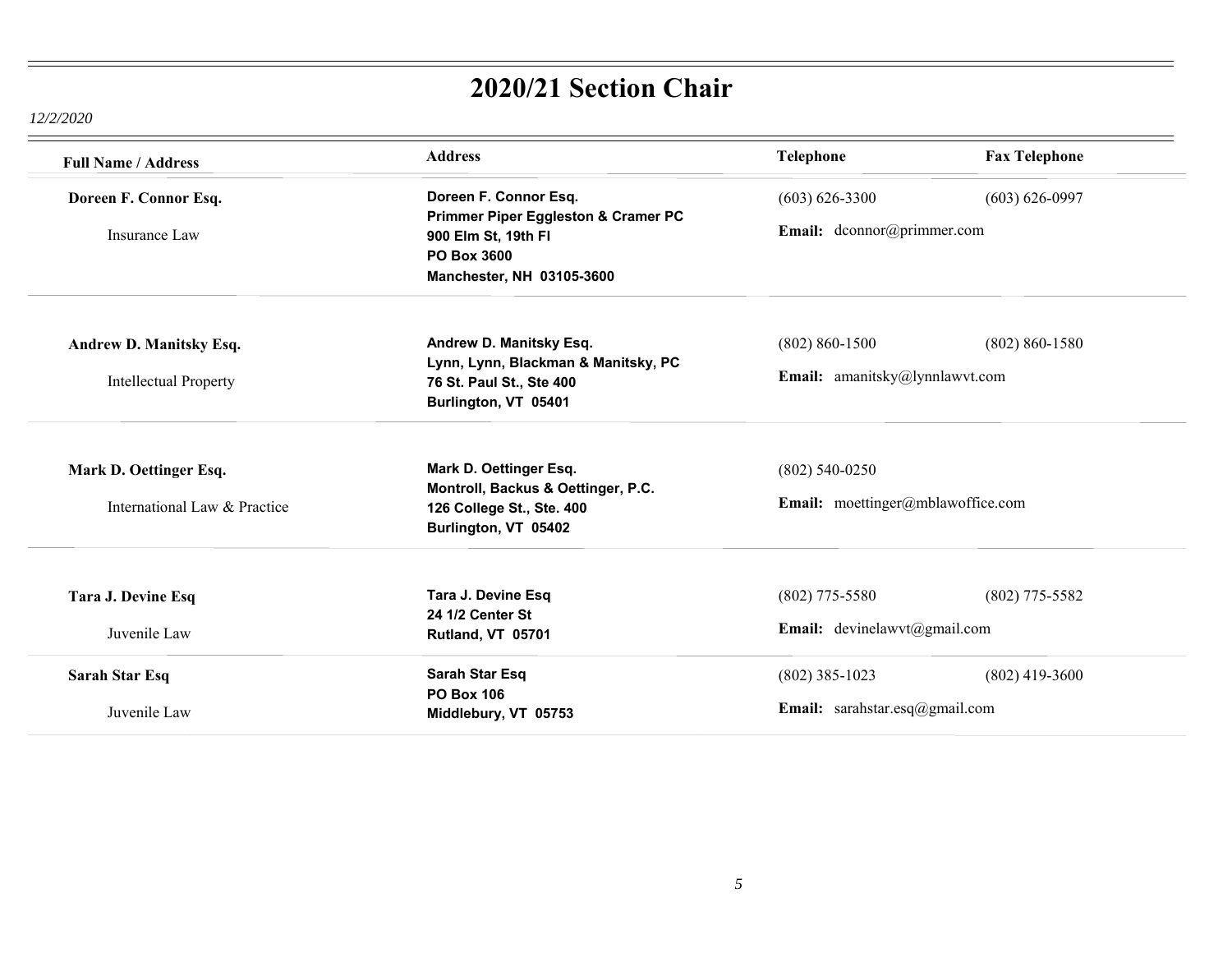# 2020/21 Section Chair

*12/2/2020*

| Full Name / Address | Address | Telephone | Fax Telephone |
|---|---|---|---|
| **Doreen F. Connor Esq.**<br>Insurance Law | **Doreen F. Connor Esq.**<br>**Primmer Piper Eggleston & Cramer PC**<br>**900 Elm St, 19th Fl**<br>**PO Box 3600**<br>**Manchester, NH 03105-3600** | (603) 626-3300<br>**Email:** dconnor@primmer.com | (603) 626-0997 |
| **Andrew D. Manitsky Esq.**<br>Intellectual Property | **Andrew D. Manitsky Esq.**<br>**Lynn, Lynn, Blackman & Manitsky, PC**<br>**76 St. Paul St., Ste 400**<br>**Burlington, VT 05401** | (802) 860-1500<br>**Email:** amanitsky@lynnlawvt.com | (802) 860-1580 |
| **Mark D. Oettinger Esq.**<br>International Law & Practice | **Mark D. Oettinger Esq.**<br>**Montroll, Backus & Oettinger, P.C.**<br>**126 College St., Ste. 400**<br>**Burlington, VT 05402** | (802) 540-0250<br>**Email:** moettinger@mblawoffice.com | |
| **Tara J. Devine Esq**<br>Juvenile Law | **Tara J. Devine Esq**<br>**24 1/2 Center St**<br>**Rutland, VT 05701** | (802) 775-5580<br>**Email:** devinelawvt@gmail.com | (802) 775-5582 |
| **Sarah Star Esq**<br>Juvenile Law | **Sarah Star Esq**<br>**PO Box 106**<br>**Middlebury, VT 05753** | (802) 385-1023<br>**Email:** sarahstar.esq@gmail.com | (802) 419-3600 |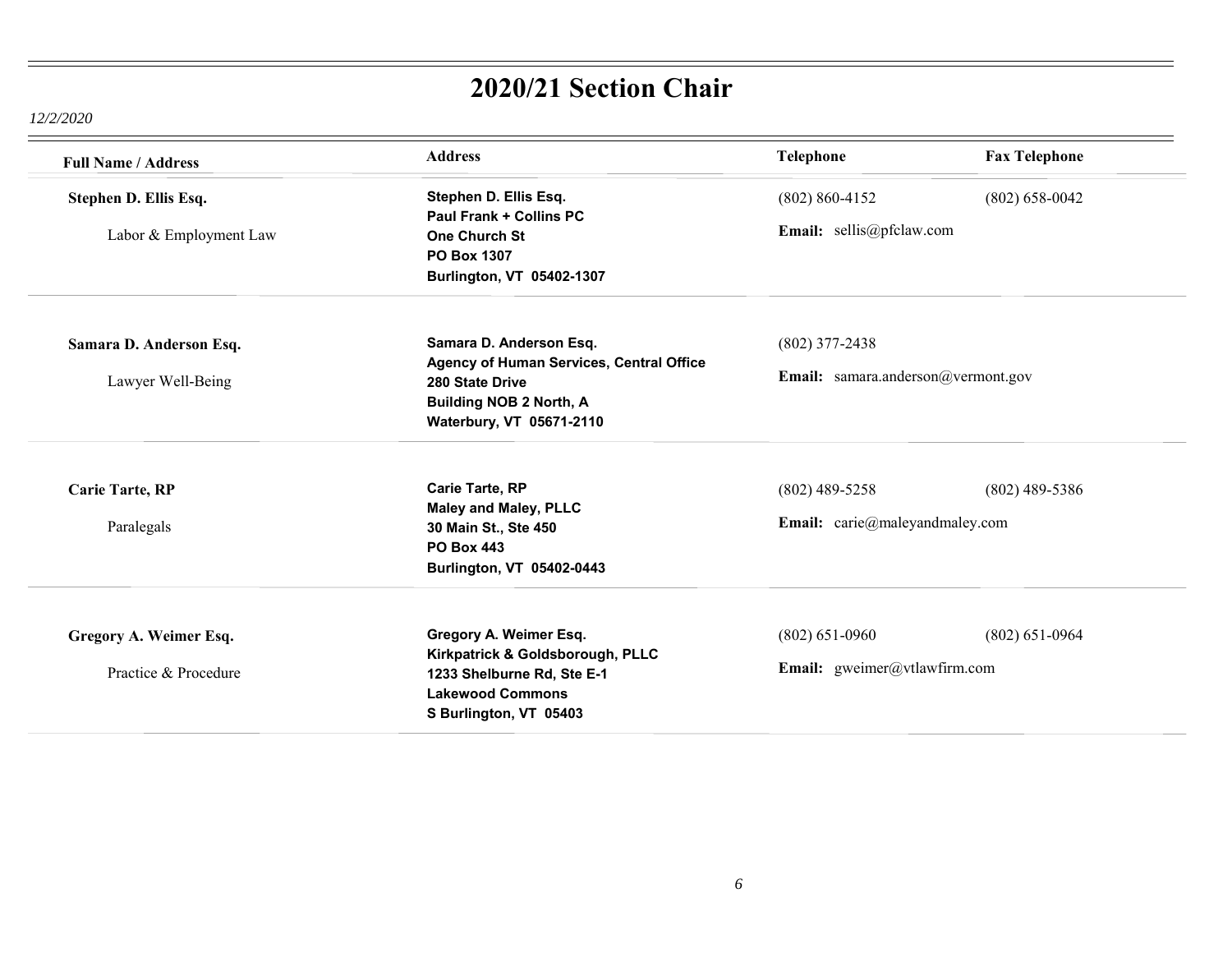# 2020/21 Section Chair

*12/2/2020*

| Full Name / Address | Address | Telephone | Fax Telephone |
|---|---|---|---|
| **Stephen D. Ellis Esq.**<br>Labor & Employment Law | **Stephen D. Ellis Esq.**<br>**Paul Frank + Collins PC**<br>**One Church St**<br>**PO Box 1307**<br>**Burlington, VT 05402-1307** | (802) 860-4152<br>**Email:** sellis@pfclaw.com | (802) 658-0042 |
| **Samara D. Anderson Esq.**<br>Lawyer Well-Being | **Samara D. Anderson Esq.**<br>**Agency of Human Services, Central Office**<br>**280 State Drive**<br>**Building NOB 2 North, A**<br>**Waterbury, VT 05671-2110** | (802) 377-2438<br>**Email:** samara.anderson@vermont.gov | |
| **Carie Tarte, RP**<br>Paralegals | **Carie Tarte, RP**<br>**Maley and Maley, PLLC**<br>**30 Main St., Ste 450**<br>**PO Box 443**<br>**Burlington, VT 05402-0443** | (802) 489-5258<br>**Email:** carie@maleyandmaley.com | (802) 489-5386 |
| **Gregory A. Weimer Esq.**<br>Practice & Procedure | **Gregory A. Weimer Esq.**<br>**Kirkpatrick & Goldsborough, PLLC**<br>**1233 Shelburne Rd, Ste E-1**<br>**Lakewood Commons**<br>**S Burlington, VT 05403** | (802) 651-0960<br>**Email:** gweimer@vtlawfirm.com | (802) 651-0964 |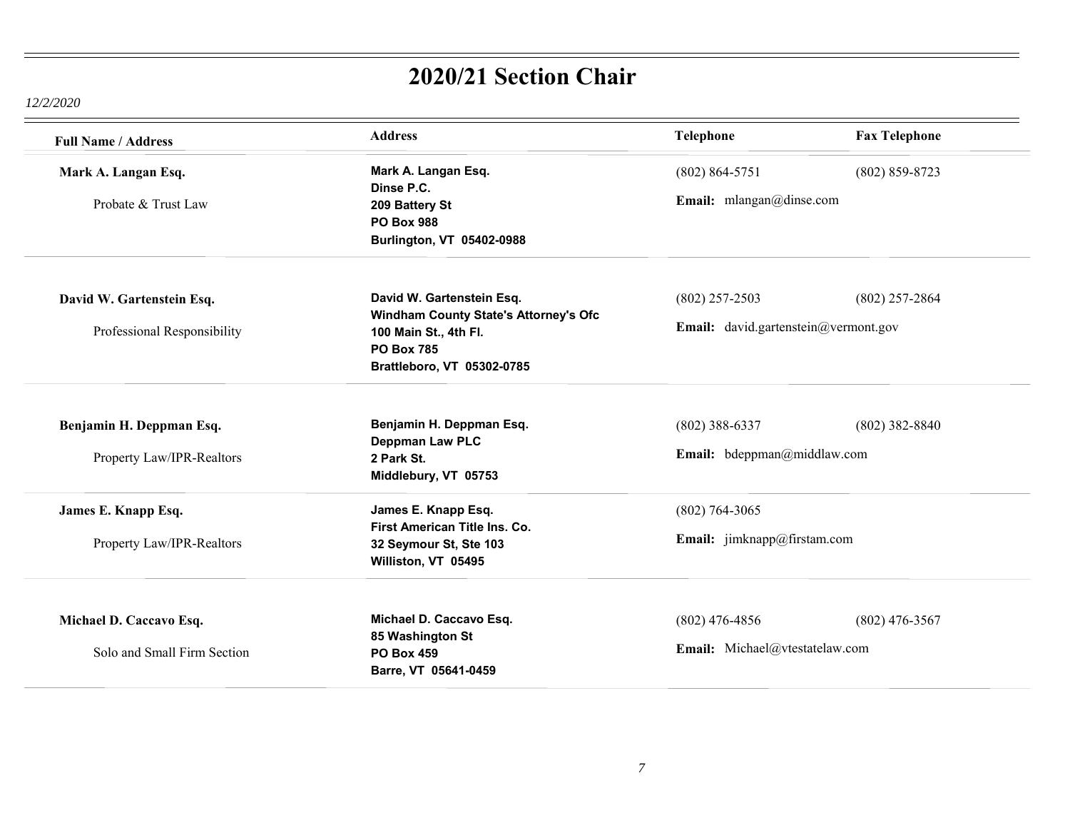# 2020/21 Section Chair

*12/2/2020*

| Full Name / Address | Address | Telephone | Fax Telephone |
| --- | --- | --- | --- |
| **Mark A. Langan Esq.**<br>Probate & Trust Law | **Mark A. Langan Esq.<br>Dinse P.C.<br>209 Battery St<br>PO Box 988<br>Burlington, VT 05402-0988** | (802) 864-5751<br>**Email:** mlangan@dinse.com | (802) 859-8723 |
| **David W. Gartenstein Esq.**<br>Professional Responsibility | **David W. Gartenstein Esq.<br>Windham County State's Attorney's Ofc<br>100 Main St., 4th Fl.<br>PO Box 785<br>Brattleboro, VT 05302-0785** | (802) 257-2503<br>**Email:** david.gartenstein@vermont.gov | (802) 257-2864 |
| **Benjamin H. Deppman Esq.**<br>Property Law/IPR-Realtors | **Benjamin H. Deppman Esq.<br>Deppman Law PLC<br>2 Park St.<br>Middlebury, VT 05753** | (802) 388-6337<br>**Email:** bdeppman@middlaw.com | (802) 382-8840 |
| **James E. Knapp Esq.**<br>Property Law/IPR-Realtors | **James E. Knapp Esq.<br>First American Title Ins. Co.<br>32 Seymour St, Ste 103<br>Williston, VT 05495** | (802) 764-3065<br>**Email:** jimknapp@firstam.com | |
| **Michael D. Caccavo Esq.**<br>Solo and Small Firm Section | **Michael D. Caccavo Esq.<br>85 Washington St<br>PO Box 459<br>Barre, VT 05641-0459** | (802) 476-4856<br>**Email:** Michael@vtestatelaw.com | (802) 476-3567 |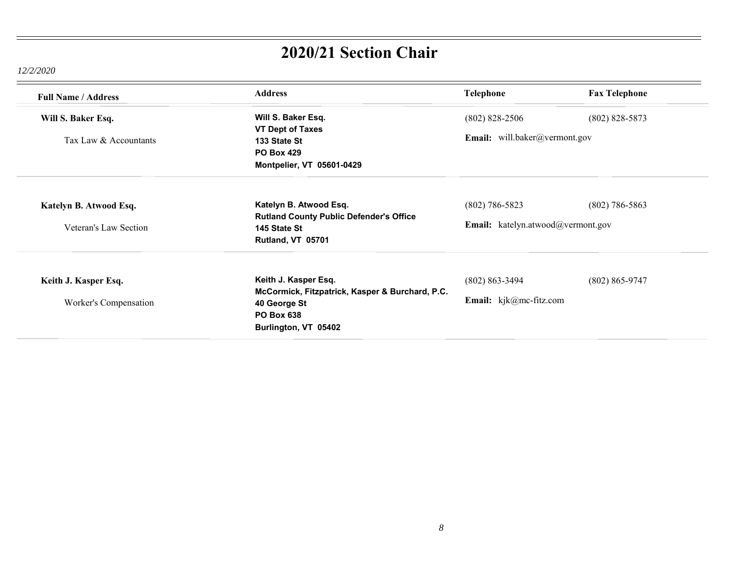# 2020/21 Section Chair

*12/2/2020*

| Full Name / Address | Address | Telephone | Fax Telephone |
|---|---|---|---|
| **Will S. Baker Esq.**<br>Tax Law & Accountants | **Will S. Baker Esq.**<br>**VT Dept of Taxes**<br>**133 State St**<br>**PO Box 429**<br>**Montpelier, VT 05601-0429** | (802) 828-2506<br>**Email:** will.baker@vermont.gov | (802) 828-5873 |
| **Katelyn B. Atwood Esq.**<br>Veteran's Law Section | **Katelyn B. Atwood Esq.**<br>**Rutland County Public Defender's Office**<br>**145 State St**<br>**Rutland, VT 05701** | (802) 786-5823<br>**Email:** katelyn.atwood@vermont.gov | (802) 786-5863 |
| **Keith J. Kasper Esq.**<br>Worker's Compensation | **Keith J. Kasper Esq.**<br>**McCormick, Fitzpatrick, Kasper & Burchard, P.C.**<br>**40 George St**<br>**PO Box 638**<br>**Burlington, VT 05402** | (802) 863-3494<br>**Email:** kjk@mc-fitz.com | (802) 865-9747 |